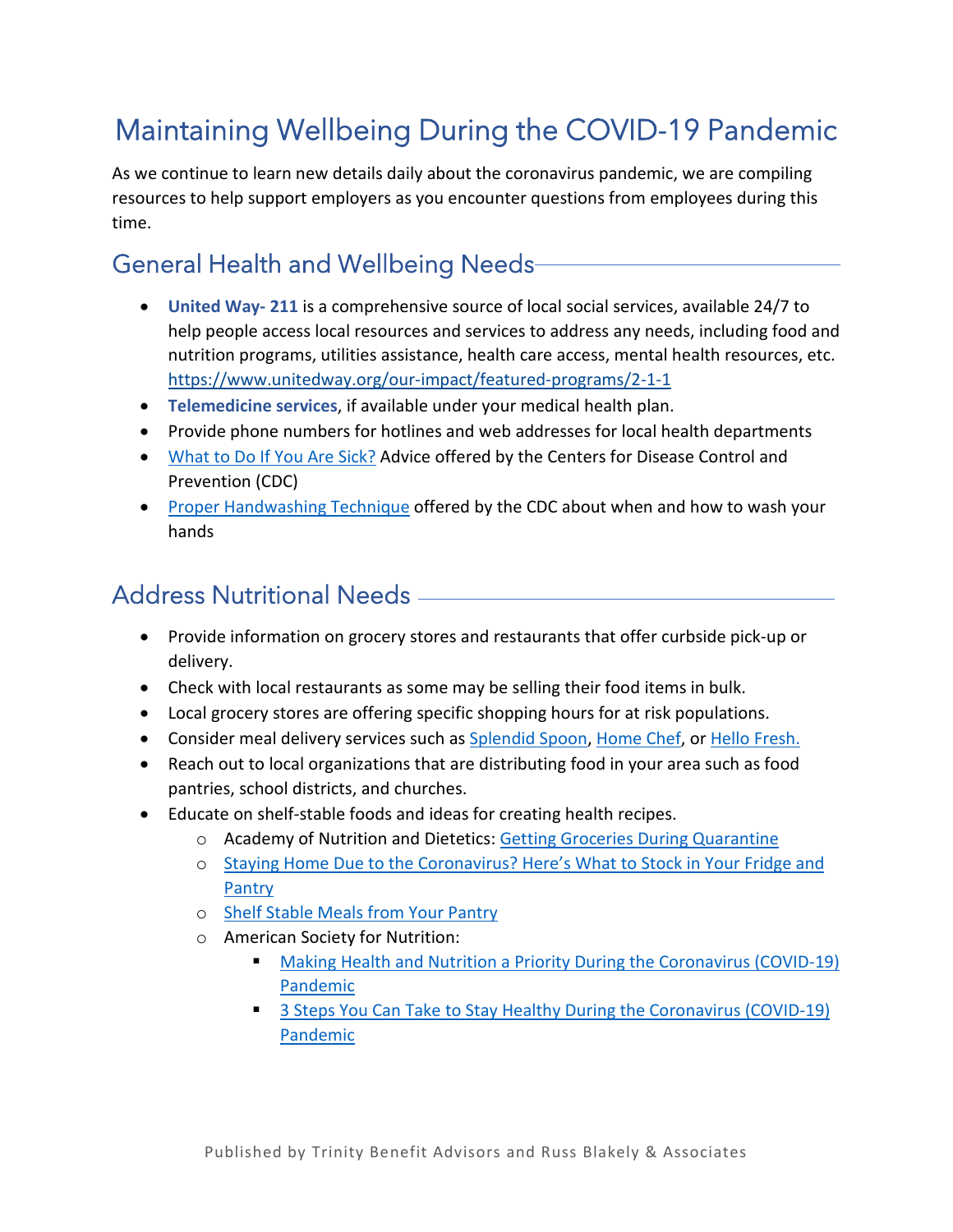# Maintaining Wellbeing During the COVID-19 Pandemic

As we continue to learn new details daily about the coronavirus pandemic, we are compiling resources to help support employers as you encounter questions from employees during this time.

## General Health and Wellbeing Needs

- **United Way- 211** is a comprehensive source of local social services, available 24/7 to help people access local resources and services to address any needs, including food and nutrition programs, utilities assistance, health care access, mental health resources, etc. https://www.unitedway.org/our-impact/featured-programs/2-1-1
- **Telemedicine services**, if available under your medical health plan.
- Provide phone numbers for hotlines and web addresses for local health departments
- What to Do If You Are Sick? Advice offered by the Centers for Disease Control and Prevention (CDC)
- Proper Handwashing Technique offered by the CDC about when and how to wash your hands

## Address Nutritional Needs

- Provide information on grocery stores and restaurants that offer curbside pick-up or delivery.
- Check with local restaurants as some may be selling their food items in bulk.
- Local grocery stores are offering specific shopping hours for at risk populations.
- Consider meal delivery services such as Splendid Spoon, Home Chef, or Hello Fresh.
- Reach out to local organizations that are distributing food in your area such as food pantries, school districts, and churches.
- Educate on shelf-stable foods and ideas for creating health recipes.
  - Academy of Nutrition and Dietetics: Getting Groceries During Quarantine
  - Staying Home Due to the Coronavirus? Here's What to Stock in Your Fridge and Pantry
  - Shelf Stable Meals from Your Pantry
  - American Society for Nutrition:
    - Making Health and Nutrition a Priority During the Coronavirus (COVID-19) Pandemic
    - 3 Steps You Can Take to Stay Healthy During the Coronavirus (COVID-19) Pandemic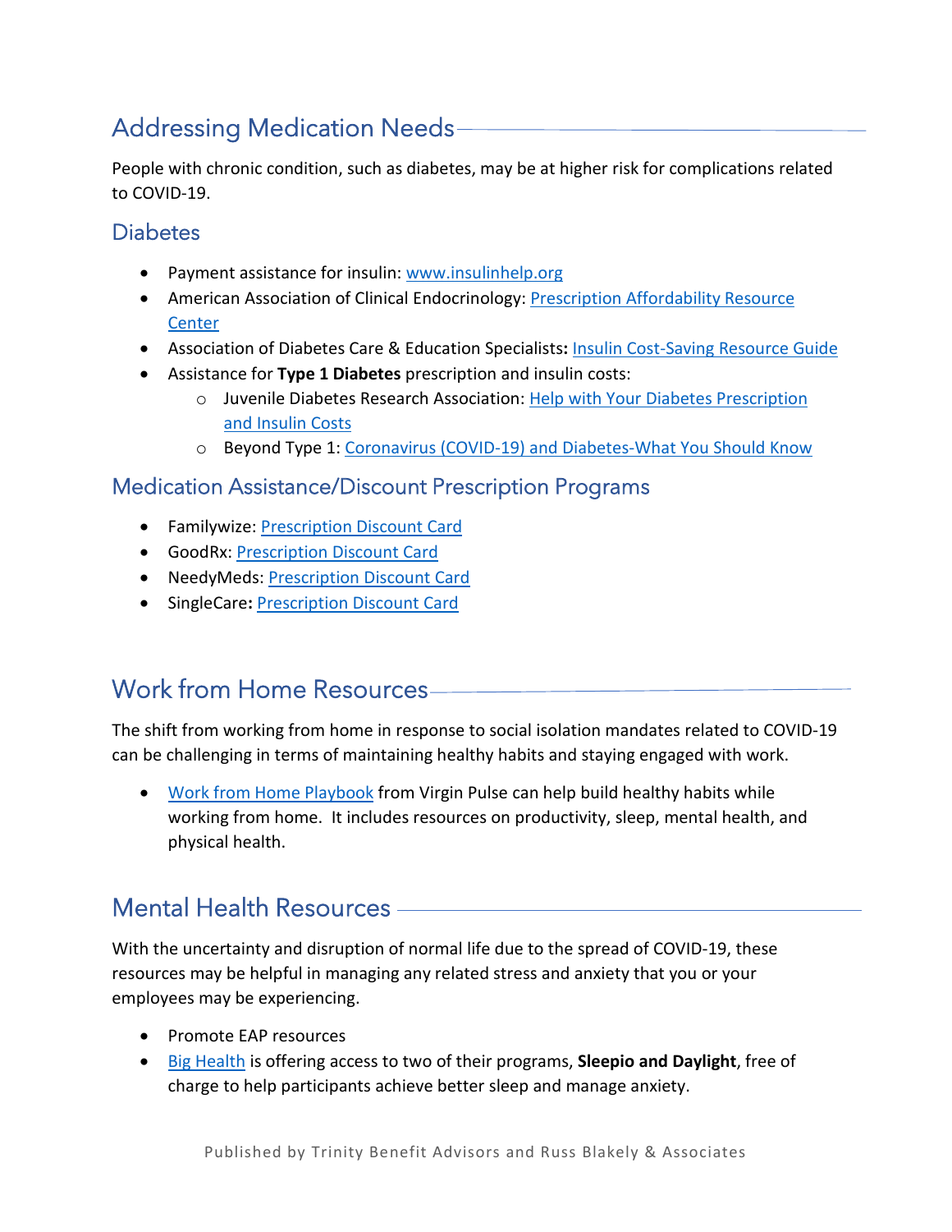## Addressing Medication Needs

People with chronic condition, such as diabetes, may be at higher risk for complications related to COVID-19.

### Diabetes

- Payment assistance for insulin: www.insulinhelp.org
- American Association of Clinical Endocrinology: Prescription Affordability Resource Center
- Association of Diabetes Care & Education Specialists**:** Insulin Cost-Saving Resource Guide
- Assistance for **Type 1 Diabetes** prescription and insulin costs:
  - Juvenile Diabetes Research Association: Help with Your Diabetes Prescription and Insulin Costs
  - Beyond Type 1: Coronavirus (COVID-19) and Diabetes-What You Should Know

### Medication Assistance/Discount Prescription Programs

- Familywize: Prescription Discount Card
- GoodRx: Prescription Discount Card
- NeedyMeds: Prescription Discount Card
- SingleCare**:** Prescription Discount Card

## Work from Home Resources

The shift from working from home in response to social isolation mandates related to COVID-19 can be challenging in terms of maintaining healthy habits and staying engaged with work.

- Work from Home Playbook from Virgin Pulse can help build healthy habits while working from home. It includes resources on productivity, sleep, mental health, and physical health.

## Mental Health Resources

With the uncertainty and disruption of normal life due to the spread of COVID-19, these resources may be helpful in managing any related stress and anxiety that you or your employees may be experiencing.

- Promote EAP resources
- Big Health is offering access to two of their programs, **Sleepio and Daylight**, free of charge to help participants achieve better sleep and manage anxiety.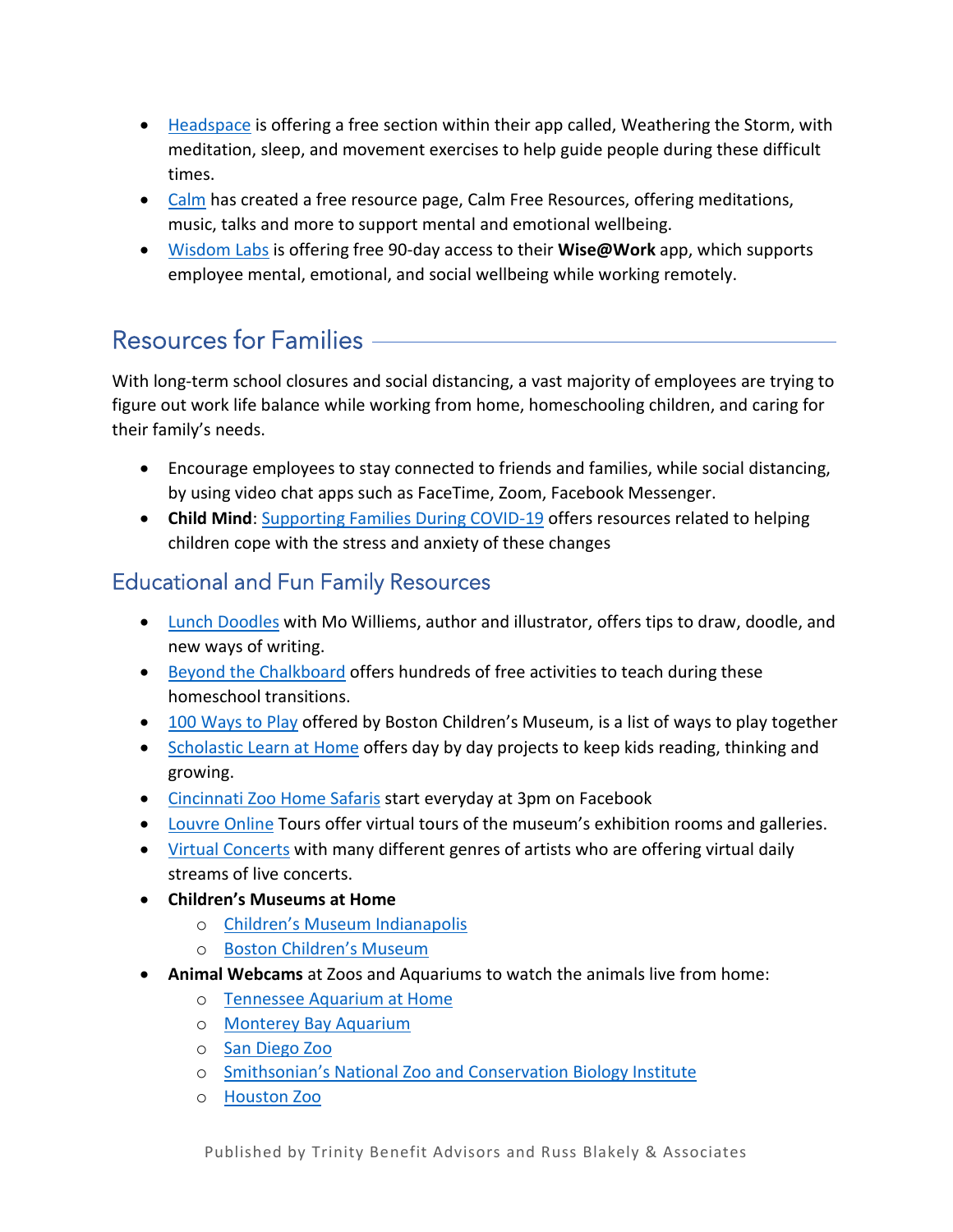- Headspace is offering a free section within their app called, Weathering the Storm, with meditation, sleep, and movement exercises to help guide people during these difficult times.
- Calm has created a free resource page, Calm Free Resources, offering meditations, music, talks and more to support mental and emotional wellbeing.
- Wisdom Labs is offering free 90-day access to their **Wise@Work** app, which supports employee mental, emotional, and social wellbeing while working remotely.

## Resources for Families

With long-term school closures and social distancing, a vast majority of employees are trying to figure out work life balance while working from home, homeschooling children, and caring for their family's needs.

- Encourage employees to stay connected to friends and families, while social distancing, by using video chat apps such as FaceTime, Zoom, Facebook Messenger.
- **Child Mind**: Supporting Families During COVID-19 offers resources related to helping children cope with the stress and anxiety of these changes

### Educational and Fun Family Resources

- Lunch Doodles with Mo Williems, author and illustrator, offers tips to draw, doodle, and new ways of writing.
- Beyond the Chalkboard offers hundreds of free activities to teach during these homeschool transitions.
- 100 Ways to Play offered by Boston Children's Museum, is a list of ways to play together
- Scholastic Learn at Home offers day by day projects to keep kids reading, thinking and growing.
- Cincinnati Zoo Home Safaris start everyday at 3pm on Facebook
- Louvre Online Tours offer virtual tours of the museum's exhibition rooms and galleries.
- Virtual Concerts with many different genres of artists who are offering virtual daily streams of live concerts.
- **Children's Museums at Home**
    - Children's Museum Indianapolis
    - Boston Children's Museum
- **Animal Webcams** at Zoos and Aquariums to watch the animals live from home:
    - Tennessee Aquarium at Home
    - Monterey Bay Aquarium
    - San Diego Zoo
    - Smithsonian's National Zoo and Conservation Biology Institute
    - Houston Zoo